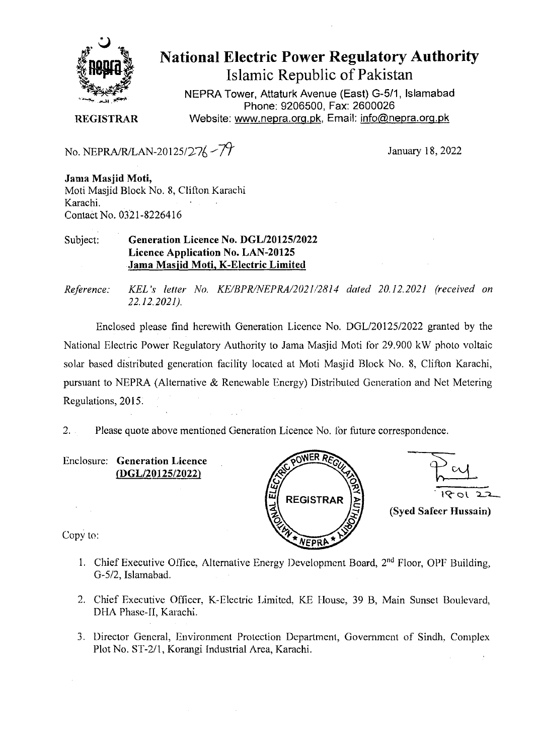# National Electric Power Regulatory Authority

## Islamic Republic of Pakistan

NEPRA Tower, Attaturk Avenue (East) G-5/1, Islamabad
Phone: 9206500, Fax: 2600026
Website: www.nepra.org.pk, Email: info@nepra.org.pk

**REGISTRAR**

No. NEPRA/R/LAN-20125/276-79

January 18, 2022

**Jama Masjid Moti,**
Moti Masjid Block No. 8, Clifton Karachi
Karachi.
Contact No. 0321-8226416

Subject: **Generation Licence No. DGL/20125/2022**
**Licence Application No. LAN-20125**
**Jama Masjid Moti, K-Electric Limited**

*Reference: KEL's letter No. KE/BPR/NEPRA/2021/2814 dated 20.12.2021 (received on 22.12.2021).*

Enclosed please find herewith Generation Licence No. DGL/20125/2022 granted by the National Electric Power Regulatory Authority to Jama Masjid Moti for 29.900 kW photo voltaic solar based distributed generation facility located at Moti Masjid Block No. 8, Clifton Karachi, pursuant to NEPRA (Alternative & Renewable Energy) Distributed Generation and Net Metering Regulations, 2015.

2. Please quote above mentioned Generation Licence No. for future correspondence.

Enclosure: **Generation Licence (DGL/20125/2022)**

18.01.22

**(Syed Safeer Hussain)**

Copy to:

1. Chief Executive Office, Alternative Energy Development Board, 2nd Floor, OPF Building, G-5/2, Islamabad.
2. Chief Executive Officer, K-Electric Limited, KE House, 39 B, Main Sunset Boulevard, DHA Phase-II, Karachi.
3. Director General, Environment Protection Department, Government of Sindh, Complex Plot No. ST-2/1, Korangi Industrial Area, Karachi.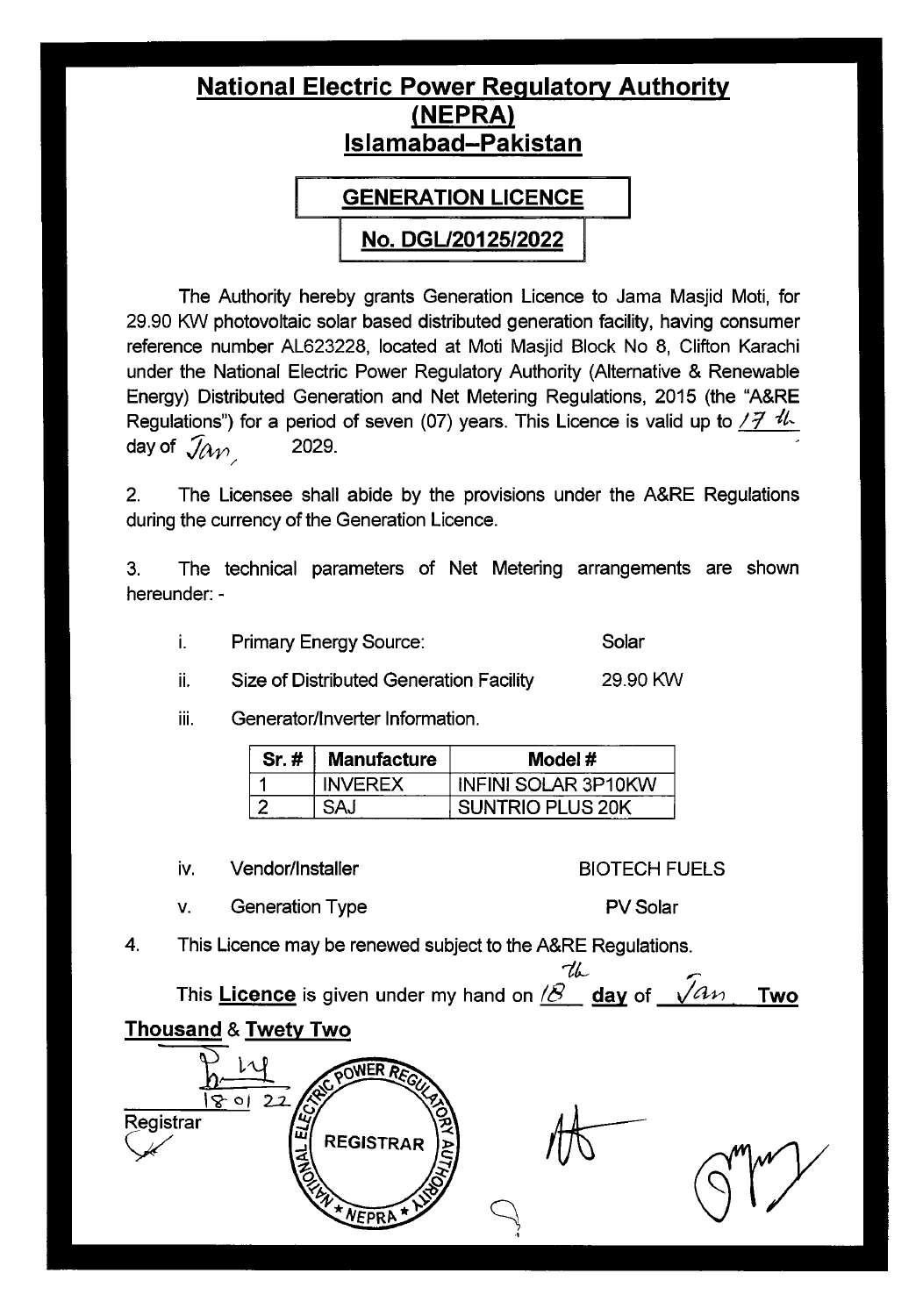# National Electric Power Regulatory Authority (NEPRA) Islamabad–Pakistan

## GENERATION LICENCE

## No. DGL/20125/2022

The Authority hereby grants Generation Licence to Jama Masjid Moti, for 29.90 KW photovoltaic solar based distributed generation facility, having consumer reference number AL623228, located at Moti Masjid Block No 8, Clifton Karachi under the National Electric Power Regulatory Authority (Alternative & Renewable Energy) Distributed Generation and Net Metering Regulations, 2015 (the "A&RE Regulations") for a period of seven (07) years. This Licence is valid up to 17th day of Jan, 2029.

2. The Licensee shall abide by the provisions under the A&RE Regulations during the currency of the Generation Licence.

3. The technical parameters of Net Metering arrangements are shown hereunder: -

i. Primary Energy Source: Solar

ii. Size of Distributed Generation Facility 29.90 KW

iii. Generator/Inverter Information.

| Sr. # | Manufacture | Model # |
|---|---|---|
| 1 | INVEREX | INFINI SOLAR 3P10KW |
| 2 | SAJ | SUNTRIO PLUS 20K |

iv. Vendor/Installer BIOTECH FUELS

v. Generation Type PV Solar

4. This Licence may be renewed subject to the A&RE Regulations.

This **Licence** is given under my hand on 18th **day** of Jan **Two Thousand** & **Twety Two**

18 01 22

Registrar

REGISTRAR

NATIONAL ELECTRIC POWER REGULATORY AUTHORITY * NEPRA *